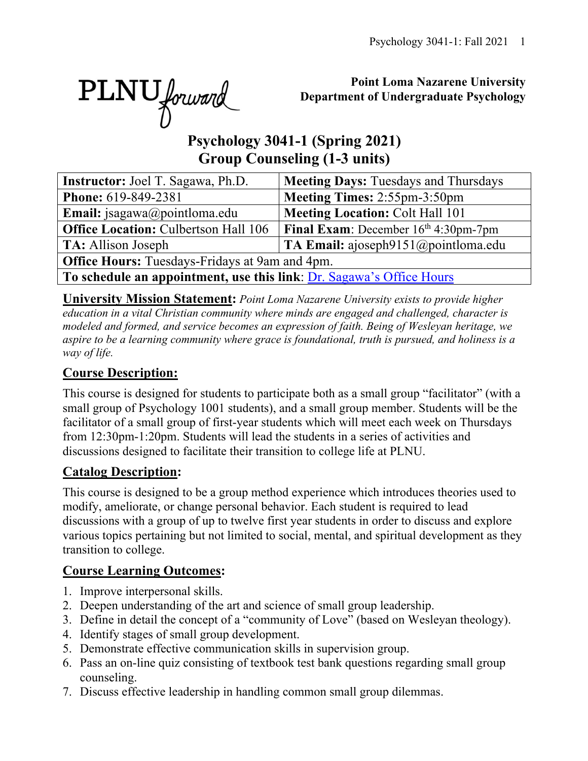**Point Loma Nazarene University**
**Department of Undergraduate Psychology**

# Psychology 3041-1 (Spring 2021)
# Group Counseling (1-3 units)

| **Instructor:** Joel T. Sagawa, Ph.D. | **Meeting Days:** Tuesdays and Thursdays |
|---|---|
| **Phone:** 619-849-2381 | **Meeting Times:** 2:55pm-3:50pm |
| **Email:** jsagawa@pointloma.edu | **Meeting Location:** Colt Hall 101 |
| **Office Location:** Culbertson Hall 106 | **Final Exam**: December 16th 4:30pm-7pm |
| **TA:** Allison Joseph | **TA Email:** ajoseph9151@pointloma.edu |
| **Office Hours:** Tuesdays-Fridays at 9am and 4pm. | |
| **To schedule an appointment, use this link**: Dr. Sagawa's Office Hours | |

**University Mission Statement:** *Point Loma Nazarene University exists to provide higher education in a vital Christian community where minds are engaged and challenged, character is modeled and formed, and service becomes an expression of faith. Being of Wesleyan heritage, we aspire to be a learning community where grace is foundational, truth is pursued, and holiness is a way of life.*

## Course Description:

This course is designed for students to participate both as a small group "facilitator" (with a small group of Psychology 1001 students), and a small group member. Students will be the facilitator of a small group of first-year students which will meet each week on Thursdays from 12:30pm-1:20pm. Students will lead the students in a series of activities and discussions designed to facilitate their transition to college life at PLNU.

## Catalog Description:

This course is designed to be a group method experience which introduces theories used to modify, ameliorate, or change personal behavior. Each student is required to lead discussions with a group of up to twelve first year students in order to discuss and explore various topics pertaining but not limited to social, mental, and spiritual development as they transition to college.

## Course Learning Outcomes:

1. Improve interpersonal skills.
2. Deepen understanding of the art and science of small group leadership.
3. Define in detail the concept of a "community of Love" (based on Wesleyan theology).
4. Identify stages of small group development.
5. Demonstrate effective communication skills in supervision group.
6. Pass an on-line quiz consisting of textbook test bank questions regarding small group counseling.
7. Discuss effective leadership in handling common small group dilemmas.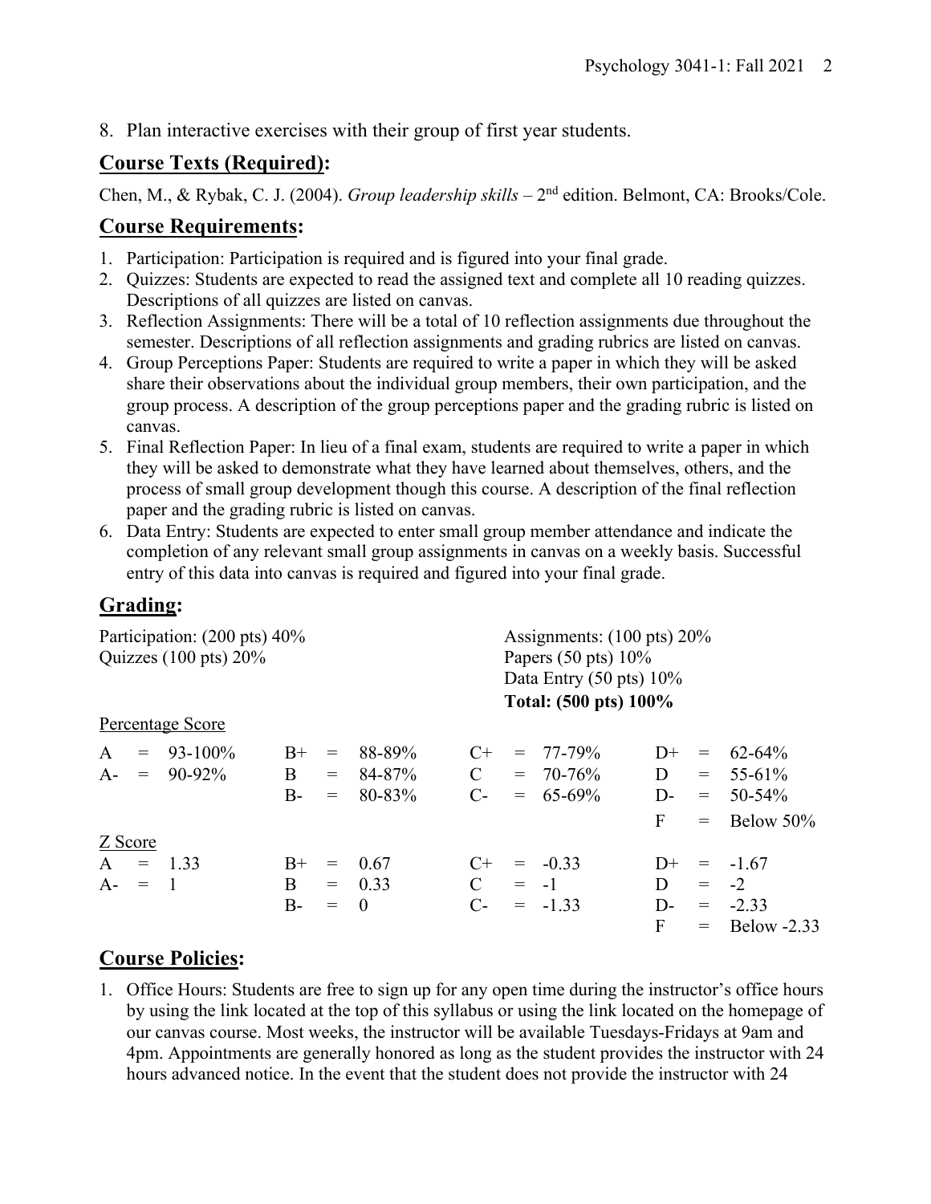8. Plan interactive exercises with their group of first year students.

## Course Texts (Required):

Chen, M., & Rybak, C. J. (2004). *Group leadership skills* – 2nd edition. Belmont, CA: Brooks/Cole.

## Course Requirements:

1. Participation: Participation is required and is figured into your final grade.
2. Quizzes: Students are expected to read the assigned text and complete all 10 reading quizzes. Descriptions of all quizzes are listed on canvas.
3. Reflection Assignments: There will be a total of 10 reflection assignments due throughout the semester. Descriptions of all reflection assignments and grading rubrics are listed on canvas.
4. Group Perceptions Paper: Students are required to write a paper in which they will be asked share their observations about the individual group members, their own participation, and the group process. A description of the group perceptions paper and the grading rubric is listed on canvas.
5. Final Reflection Paper: In lieu of a final exam, students are required to write a paper in which they will be asked to demonstrate what they have learned about themselves, others, and the process of small group development though this course. A description of the final reflection paper and the grading rubric is listed on canvas.
6. Data Entry: Students are expected to enter small group member attendance and indicate the completion of any relevant small group assignments in canvas on a weekly basis. Successful entry of this data into canvas is required and figured into your final grade.

## Grading:

Participation: (200 pts) 40%
Quizzes (100 pts) 20%
Assignments: (100 pts) 20%
Papers (50 pts) 10%
Data Entry (50 pts) 10%
**Total: (500 pts) 100%**

Percentage Score

| | | | | | | | | | | | |
|---|---|---|---|---|---|---|---|---|---|---|---|
| A | = | 93-100% | B+ | = | 88-89% | C+ | = | 77-79% | D+ | = | 62-64% |
| A- | = | 90-92% | B | = | 84-87% | C | = | 70-76% | D | = | 55-61% |
| | | | B- | = | 80-83% | C- | = | 65-69% | D- | = | 50-54% |
| | | | | | | | | | F | = | Below 50% |

Z Score

| | | | | | | | | | | | |
|---|---|---|---|---|---|---|---|---|---|---|---|
| A | = | 1.33 | B+ | = | 0.67 | C+ | = | -0.33 | D+ | = | -1.67 |
| A- | = | 1 | B | = | 0.33 | C | = | -1 | D | = | -2 |
| | | | B- | = | 0 | C- | = | -1.33 | D- | = | -2.33 |
| | | | | | | | | | F | = | Below -2.33 |

## Course Policies:

1. Office Hours: Students are free to sign up for any open time during the instructor's office hours by using the link located at the top of this syllabus or using the link located on the homepage of our canvas course. Most weeks, the instructor will be available Tuesdays-Fridays at 9am and 4pm. Appointments are generally honored as long as the student provides the instructor with 24 hours advanced notice. In the event that the student does not provide the instructor with 24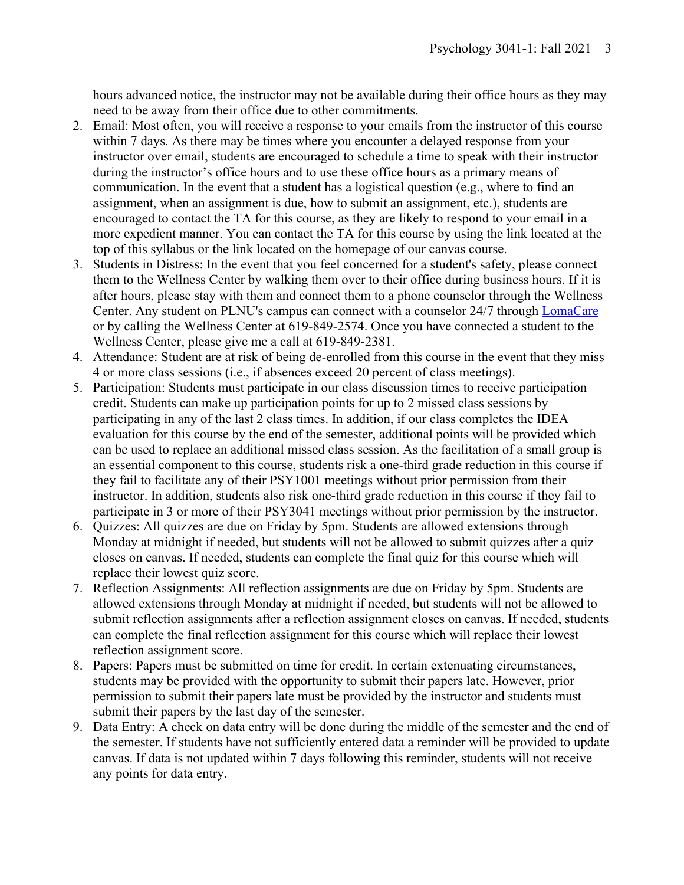hours advanced notice, the instructor may not be available during their office hours as they may need to be away from their office due to other commitments.

2. Email: Most often, you will receive a response to your emails from the instructor of this course within 7 days. As there may be times where you encounter a delayed response from your instructor over email, students are encouraged to schedule a time to speak with their instructor during the instructor's office hours and to use these office hours as a primary means of communication. In the event that a student has a logistical question (e.g., where to find an assignment, when an assignment is due, how to submit an assignment, etc.), students are encouraged to contact the TA for this course, as they are likely to respond to your email in a more expedient manner. You can contact the TA for this course by using the link located at the top of this syllabus or the link located on the homepage of our canvas course.
3. Students in Distress: In the event that you feel concerned for a student's safety, please connect them to the Wellness Center by walking them over to their office during business hours. If it is after hours, please stay with them and connect them to a phone counselor through the Wellness Center. Any student on PLNU's campus can connect with a counselor 24/7 through LomaCare or by calling the Wellness Center at 619-849-2574. Once you have connected a student to the Wellness Center, please give me a call at 619-849-2381.
4. Attendance: Student are at risk of being de-enrolled from this course in the event that they miss 4 or more class sessions (i.e., if absences exceed 20 percent of class meetings).
5. Participation: Students must participate in our class discussion times to receive participation credit. Students can make up participation points for up to 2 missed class sessions by participating in any of the last 2 class times. In addition, if our class completes the IDEA evaluation for this course by the end of the semester, additional points will be provided which can be used to replace an additional missed class session. As the facilitation of a small group is an essential component to this course, students risk a one-third grade reduction in this course if they fail to facilitate any of their PSY1001 meetings without prior permission from their instructor. In addition, students also risk one-third grade reduction in this course if they fail to participate in 3 or more of their PSY3041 meetings without prior permission by the instructor.
6. Quizzes: All quizzes are due on Friday by 5pm. Students are allowed extensions through Monday at midnight if needed, but students will not be allowed to submit quizzes after a quiz closes on canvas. If needed, students can complete the final quiz for this course which will replace their lowest quiz score.
7. Reflection Assignments: All reflection assignments are due on Friday by 5pm. Students are allowed extensions through Monday at midnight if needed, but students will not be allowed to submit reflection assignments after a reflection assignment closes on canvas. If needed, students can complete the final reflection assignment for this course which will replace their lowest reflection assignment score.
8. Papers: Papers must be submitted on time for credit. In certain extenuating circumstances, students may be provided with the opportunity to submit their papers late. However, prior permission to submit their papers late must be provided by the instructor and students must submit their papers by the last day of the semester.
9. Data Entry: A check on data entry will be done during the middle of the semester and the end of the semester. If students have not sufficiently entered data a reminder will be provided to update canvas. If data is not updated within 7 days following this reminder, students will not receive any points for data entry.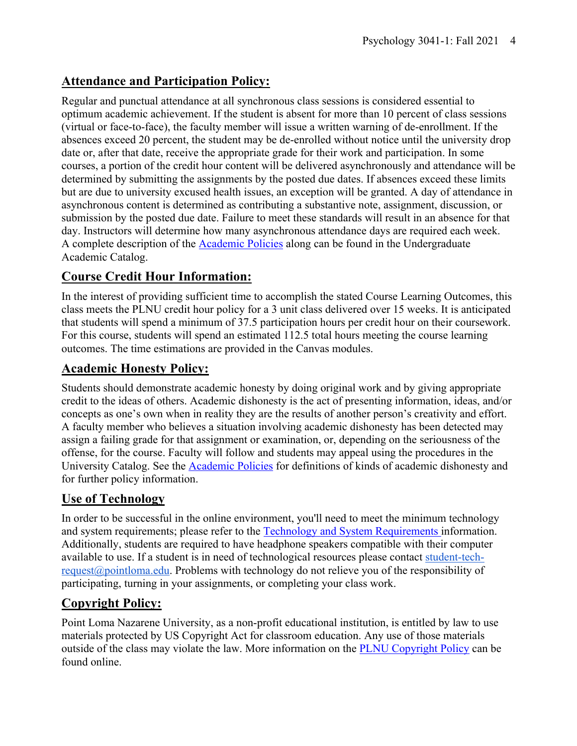## Attendance and Participation Policy:

Regular and punctual attendance at all synchronous class sessions is considered essential to optimum academic achievement. If the student is absent for more than 10 percent of class sessions (virtual or face-to-face), the faculty member will issue a written warning of de-enrollment. If the absences exceed 20 percent, the student may be de-enrolled without notice until the university drop date or, after that date, receive the appropriate grade for their work and participation. In some courses, a portion of the credit hour content will be delivered asynchronously and attendance will be determined by submitting the assignments by the posted due dates. If absences exceed these limits but are due to university excused health issues, an exception will be granted. A day of attendance in asynchronous content is determined as contributing a substantive note, assignment, discussion, or submission by the posted due date. Failure to meet these standards will result in an absence for that day. Instructors will determine how many asynchronous attendance days are required each week. A complete description of the [Academic Policies](Academic Policies) along can be found in the Undergraduate Academic Catalog.

## Course Credit Hour Information:

In the interest of providing sufficient time to accomplish the stated Course Learning Outcomes, this class meets the PLNU credit hour policy for a 3 unit class delivered over 15 weeks. It is anticipated that students will spend a minimum of 37.5 participation hours per credit hour on their coursework. For this course, students will spend an estimated 112.5 total hours meeting the course learning outcomes. The time estimations are provided in the Canvas modules.

## Academic Honesty Policy:

Students should demonstrate academic honesty by doing original work and by giving appropriate credit to the ideas of others. Academic dishonesty is the act of presenting information, ideas, and/or concepts as one's own when in reality they are the results of another person's creativity and effort. A faculty member who believes a situation involving academic dishonesty has been detected may assign a failing grade for that assignment or examination, or, depending on the seriousness of the offense, for the course. Faculty will follow and students may appeal using the procedures in the University Catalog. See the Academic Policies for definitions of kinds of academic dishonesty and for further policy information.

## Use of Technology

In order to be successful in the online environment, you'll need to meet the minimum technology and system requirements; please refer to the Technology and System Requirements information. Additionally, students are required to have headphone speakers compatible with their computer available to use. If a student is in need of technological resources please contact student-tech-request@pointloma.edu. Problems with technology do not relieve you of the responsibility of participating, turning in your assignments, or completing your class work.

## Copyright Policy:

Point Loma Nazarene University, as a non-profit educational institution, is entitled by law to use materials protected by US Copyright Act for classroom education. Any use of those materials outside of the class may violate the law. More information on the PLNU Copyright Policy can be found online.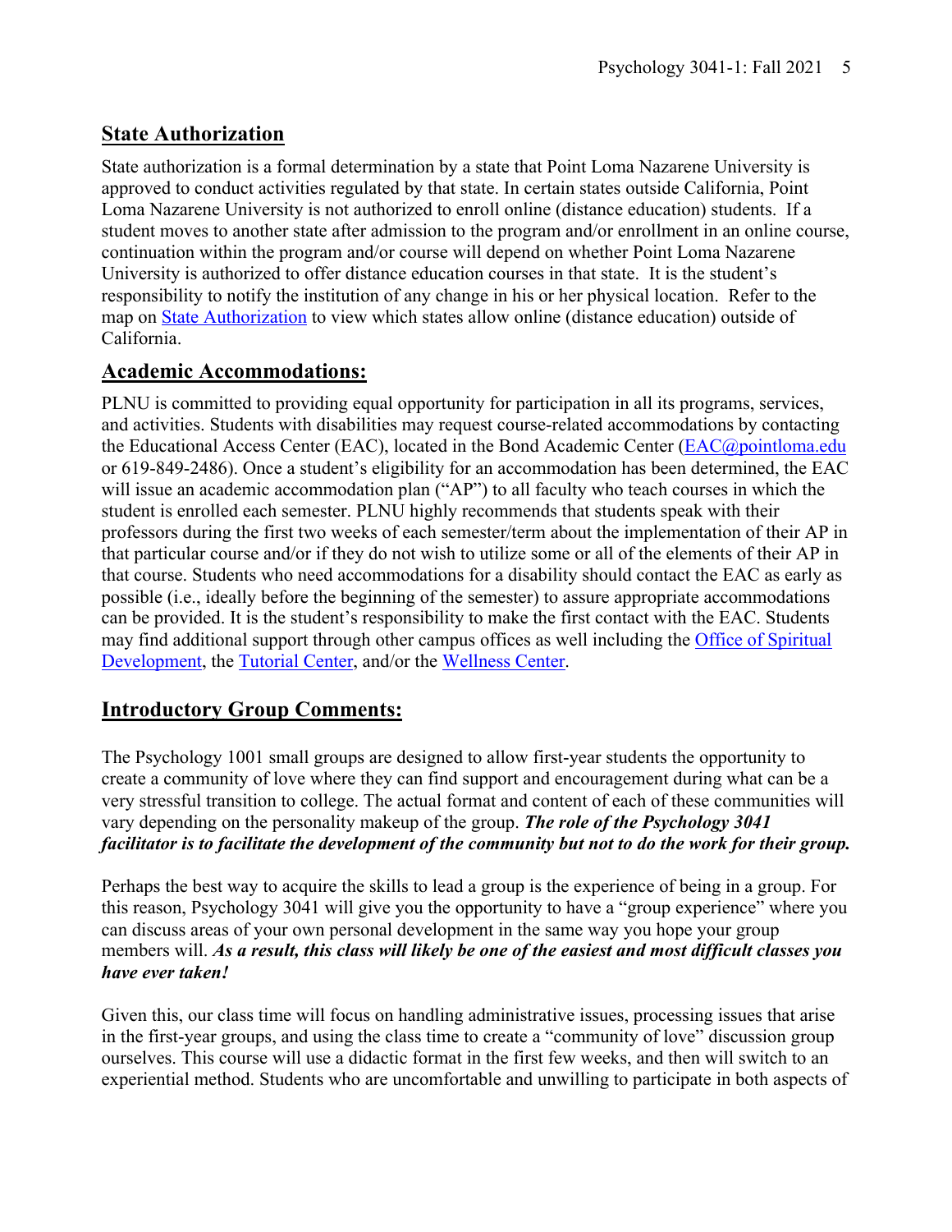## State Authorization

State authorization is a formal determination by a state that Point Loma Nazarene University is approved to conduct activities regulated by that state. In certain states outside California, Point Loma Nazarene University is not authorized to enroll online (distance education) students. If a student moves to another state after admission to the program and/or enrollment in an online course, continuation within the program and/or course will depend on whether Point Loma Nazarene University is authorized to offer distance education courses in that state. It is the student's responsibility to notify the institution of any change in his or her physical location. Refer to the map on State Authorization to view which states allow online (distance education) outside of California.

## Academic Accommodations:

PLNU is committed to providing equal opportunity for participation in all its programs, services, and activities. Students with disabilities may request course-related accommodations by contacting the Educational Access Center (EAC), located in the Bond Academic Center (EAC@pointloma.edu or 619-849-2486). Once a student's eligibility for an accommodation has been determined, the EAC will issue an academic accommodation plan ("AP") to all faculty who teach courses in which the student is enrolled each semester. PLNU highly recommends that students speak with their professors during the first two weeks of each semester/term about the implementation of their AP in that particular course and/or if they do not wish to utilize some or all of the elements of their AP in that course. Students who need accommodations for a disability should contact the EAC as early as possible (i.e., ideally before the beginning of the semester) to assure appropriate accommodations can be provided. It is the student's responsibility to make the first contact with the EAC. Students may find additional support through other campus offices as well including the Office of Spiritual Development, the Tutorial Center, and/or the Wellness Center.

## Introductory Group Comments:

The Psychology 1001 small groups are designed to allow first-year students the opportunity to create a community of love where they can find support and encouragement during what can be a very stressful transition to college. The actual format and content of each of these communities will vary depending on the personality makeup of the group. ***The role of the Psychology 3041 facilitator is to facilitate the development of the community but not to do the work for their group.***

Perhaps the best way to acquire the skills to lead a group is the experience of being in a group. For this reason, Psychology 3041 will give you the opportunity to have a "group experience" where you can discuss areas of your own personal development in the same way you hope your group members will. ***As a result, this class will likely be one of the easiest and most difficult classes you have ever taken!***

Given this, our class time will focus on handling administrative issues, processing issues that arise in the first-year groups, and using the class time to create a "community of love" discussion group ourselves. This course will use a didactic format in the first few weeks, and then will switch to an experiential method. Students who are uncomfortable and unwilling to participate in both aspects of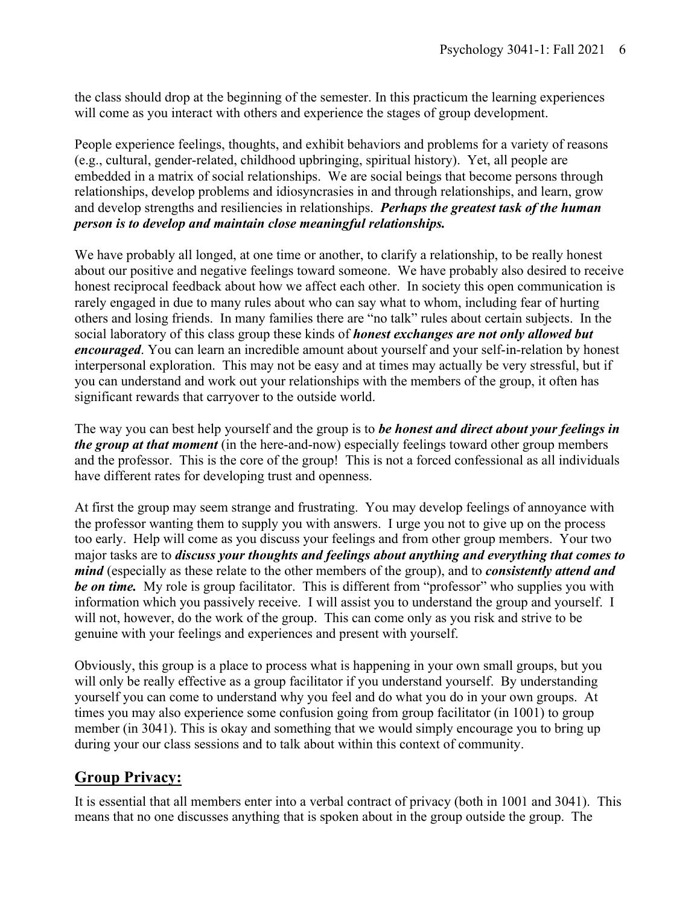the class should drop at the beginning of the semester. In this practicum the learning experiences will come as you interact with others and experience the stages of group development.

People experience feelings, thoughts, and exhibit behaviors and problems for a variety of reasons (e.g., cultural, gender-related, childhood upbringing, spiritual history). Yet, all people are embedded in a matrix of social relationships. We are social beings that become persons through relationships, develop problems and idiosyncrasies in and through relationships, and learn, grow and develop strengths and resiliencies in relationships. ***Perhaps the greatest task of the human person is to develop and maintain close meaningful relationships.***

We have probably all longed, at one time or another, to clarify a relationship, to be really honest about our positive and negative feelings toward someone. We have probably also desired to receive honest reciprocal feedback about how we affect each other. In society this open communication is rarely engaged in due to many rules about who can say what to whom, including fear of hurting others and losing friends. In many families there are "no talk" rules about certain subjects. In the social laboratory of this class group these kinds of ***honest exchanges are not only allowed but encouraged***. You can learn an incredible amount about yourself and your self-in-relation by honest interpersonal exploration. This may not be easy and at times may actually be very stressful, but if you can understand and work out your relationships with the members of the group, it often has significant rewards that carryover to the outside world.

The way you can best help yourself and the group is to ***be honest and direct about your feelings in the group at that moment*** (in the here-and-now) especially feelings toward other group members and the professor. This is the core of the group! This is not a forced confessional as all individuals have different rates for developing trust and openness.

At first the group may seem strange and frustrating. You may develop feelings of annoyance with the professor wanting them to supply you with answers. I urge you not to give up on the process too early. Help will come as you discuss your feelings and from other group members. Your two major tasks are to ***discuss your thoughts and feelings about anything and everything that comes to mind*** (especially as these relate to the other members of the group), and to ***consistently attend and be on time.*** My role is group facilitator. This is different from "professor" who supplies you with information which you passively receive. I will assist you to understand the group and yourself. I will not, however, do the work of the group. This can come only as you risk and strive to be genuine with your feelings and experiences and present with yourself.

Obviously, this group is a place to process what is happening in your own small groups, but you will only be really effective as a group facilitator if you understand yourself. By understanding yourself you can come to understand why you feel and do what you do in your own groups. At times you may also experience some confusion going from group facilitator (in 1001) to group member (in 3041). This is okay and something that we would simply encourage you to bring up during your our class sessions and to talk about within this context of community.

## Group Privacy:

It is essential that all members enter into a verbal contract of privacy (both in 1001 and 3041). This means that no one discusses anything that is spoken about in the group outside the group. The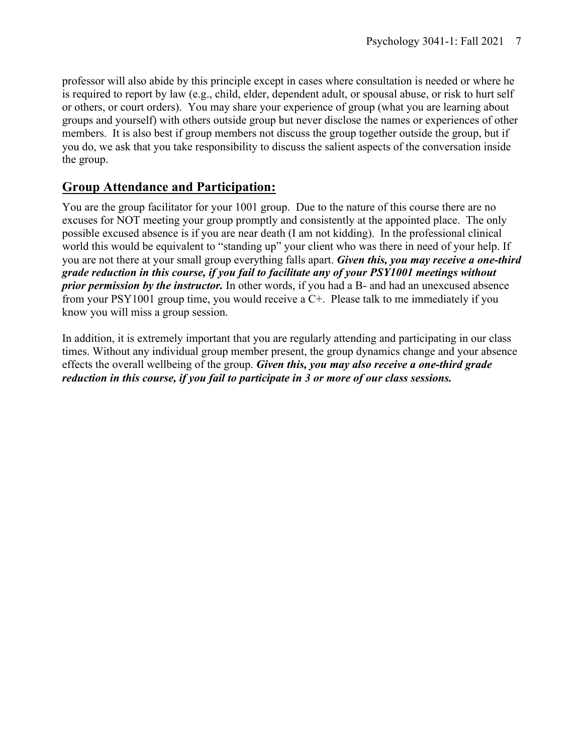professor will also abide by this principle except in cases where consultation is needed or where he is required to report by law (e.g., child, elder, dependent adult, or spousal abuse, or risk to hurt self or others, or court orders). You may share your experience of group (what you are learning about groups and yourself) with others outside group but never disclose the names or experiences of other members. It is also best if group members not discuss the group together outside the group, but if you do, we ask that you take responsibility to discuss the salient aspects of the conversation inside the group.

## Group Attendance and Participation:

You are the group facilitator for your 1001 group. Due to the nature of this course there are no excuses for NOT meeting your group promptly and consistently at the appointed place. The only possible excused absence is if you are near death (I am not kidding). In the professional clinical world this would be equivalent to "standing up" your client who was there in need of your help. If you are not there at your small group everything falls apart. ***Given this, you may receive a one-third grade reduction in this course, if you fail to facilitate any of your PSY1001 meetings without prior permission by the instructor.*** In other words, if you had a B- and had an unexcused absence from your PSY1001 group time, you would receive a C+. Please talk to me immediately if you know you will miss a group session.

In addition, it is extremely important that you are regularly attending and participating in our class times. Without any individual group member present, the group dynamics change and your absence effects the overall wellbeing of the group. ***Given this, you may also receive a one-third grade reduction in this course, if you fail to participate in 3 or more of our class sessions.***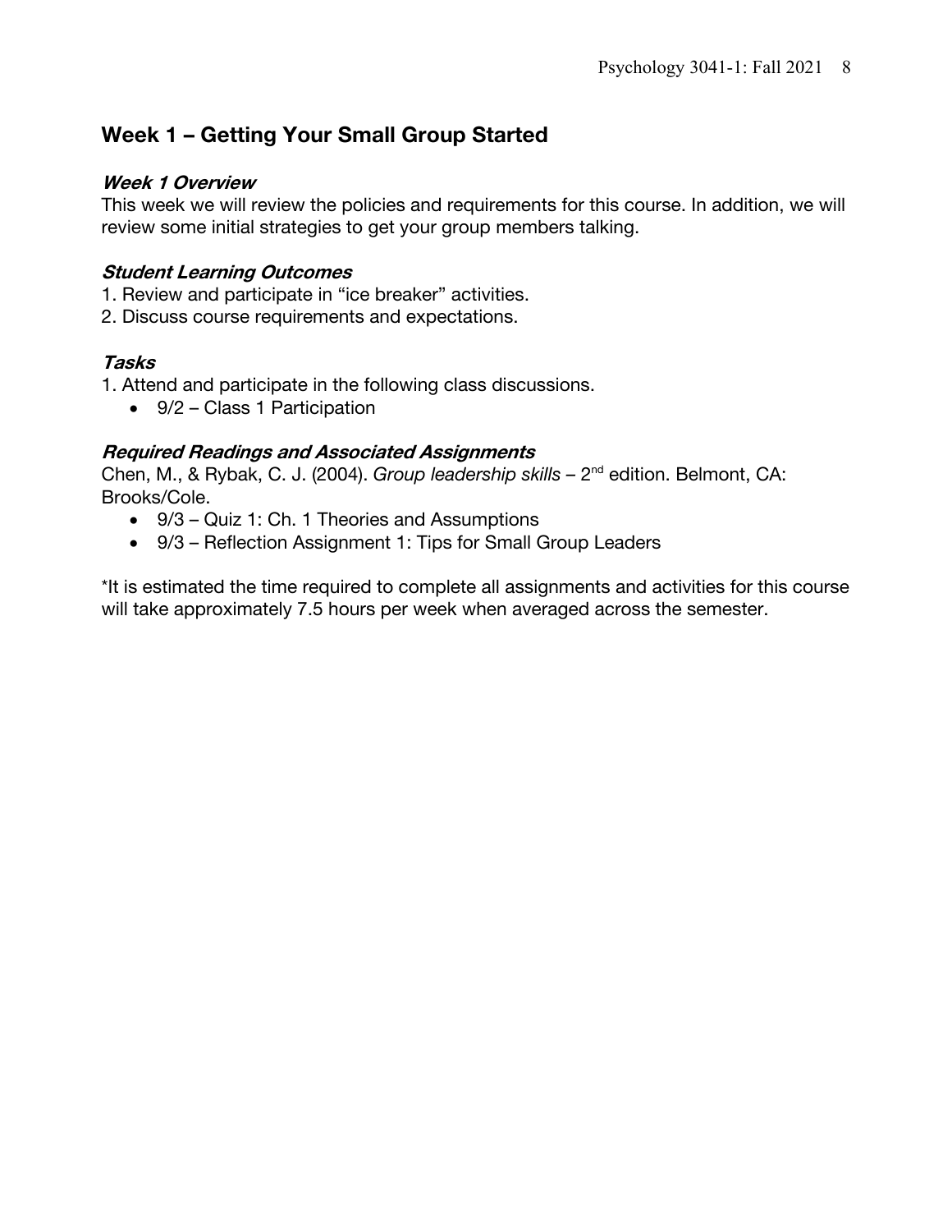## Week 1 – Getting Your Small Group Started

### *Week 1 Overview*

This week we will review the policies and requirements for this course. In addition, we will review some initial strategies to get your group members talking.

### *Student Learning Outcomes*

1. Review and participate in “ice breaker” activities.
2. Discuss course requirements and expectations.

### *Tasks*

1. Attend and participate in the following class discussions.
   - 9/2 – Class 1 Participation

### *Required Readings and Associated Assignments*

Chen, M., & Rybak, C. J. (2004). *Group leadership skills* – 2nd edition. Belmont, CA: Brooks/Cole.

- 9/3 – Quiz 1: Ch. 1 Theories and Assumptions
- 9/3 – Reflection Assignment 1: Tips for Small Group Leaders

*It is estimated the time required to complete all assignments and activities for this course will take approximately 7.5 hours per week when averaged across the semester.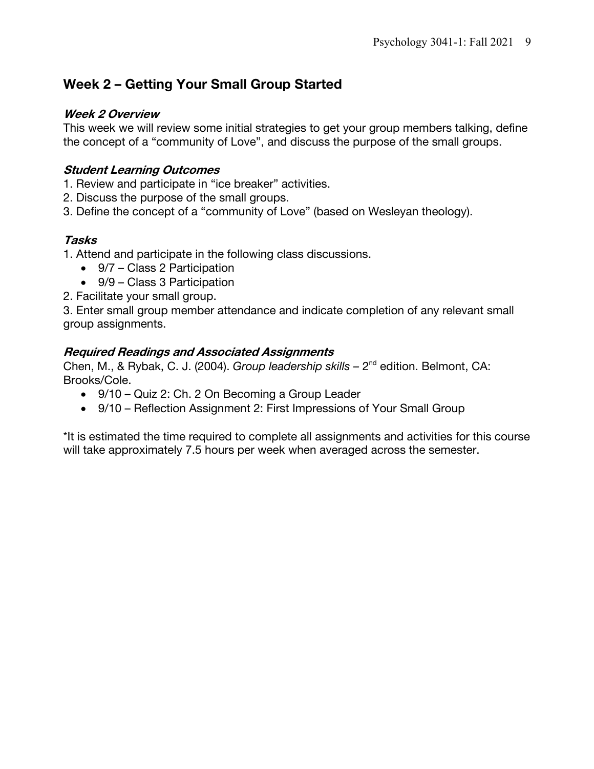## Week 2 – Getting Your Small Group Started

### *Week 2 Overview*

This week we will review some initial strategies to get your group members talking, define the concept of a "community of Love", and discuss the purpose of the small groups.

### *Student Learning Outcomes*

1. Review and participate in "ice breaker" activities.
2. Discuss the purpose of the small groups.
3. Define the concept of a "community of Love" (based on Wesleyan theology).

### *Tasks*

1. Attend and participate in the following class discussions.
    - 9/7 – Class 2 Participation
    - 9/9 – Class 3 Participation
2. Facilitate your small group.
3. Enter small group member attendance and indicate completion of any relevant small group assignments.

### *Required Readings and Associated Assignments*

Chen, M., & Rybak, C. J. (2004). *Group leadership skills* – 2nd edition. Belmont, CA: Brooks/Cole.

- 9/10 – Quiz 2: Ch. 2 On Becoming a Group Leader
- 9/10 – Reflection Assignment 2: First Impressions of Your Small Group

*It is estimated the time required to complete all assignments and activities for this course will take approximately 7.5 hours per week when averaged across the semester.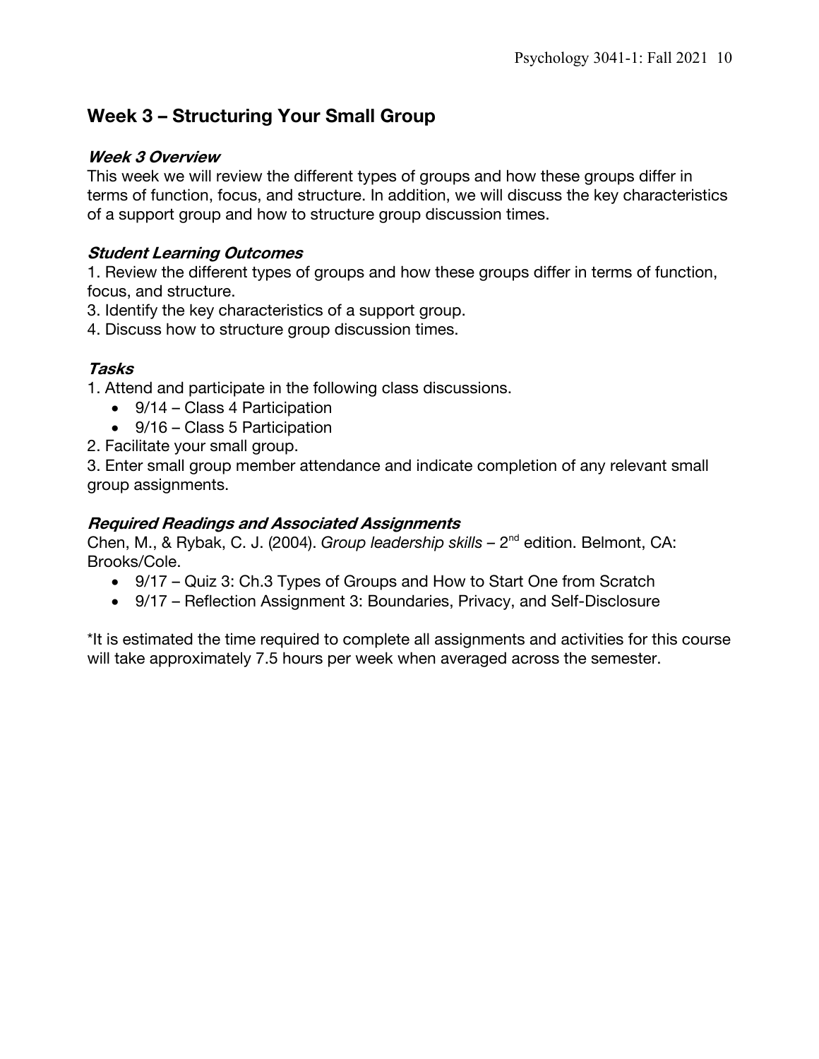## Week 3 – Structuring Your Small Group

### *Week 3 Overview*

This week we will review the different types of groups and how these groups differ in terms of function, focus, and structure. In addition, we will discuss the key characteristics of a support group and how to structure group discussion times.

### *Student Learning Outcomes*

1. Review the different types of groups and how these groups differ in terms of function, focus, and structure.
3. Identify the key characteristics of a support group.
4. Discuss how to structure group discussion times.

### *Tasks*

1. Attend and participate in the following class discussions.
   - 9/14 – Class 4 Participation
   - 9/16 – Class 5 Participation
2. Facilitate your small group.
3. Enter small group member attendance and indicate completion of any relevant small group assignments.

### *Required Readings and Associated Assignments*

Chen, M., & Rybak, C. J. (2004). *Group leadership skills* – 2nd edition. Belmont, CA: Brooks/Cole.

- 9/17 – Quiz 3: Ch.3 Types of Groups and How to Start One from Scratch
- 9/17 – Reflection Assignment 3: Boundaries, Privacy, and Self-Disclosure

*It is estimated the time required to complete all assignments and activities for this course will take approximately 7.5 hours per week when averaged across the semester.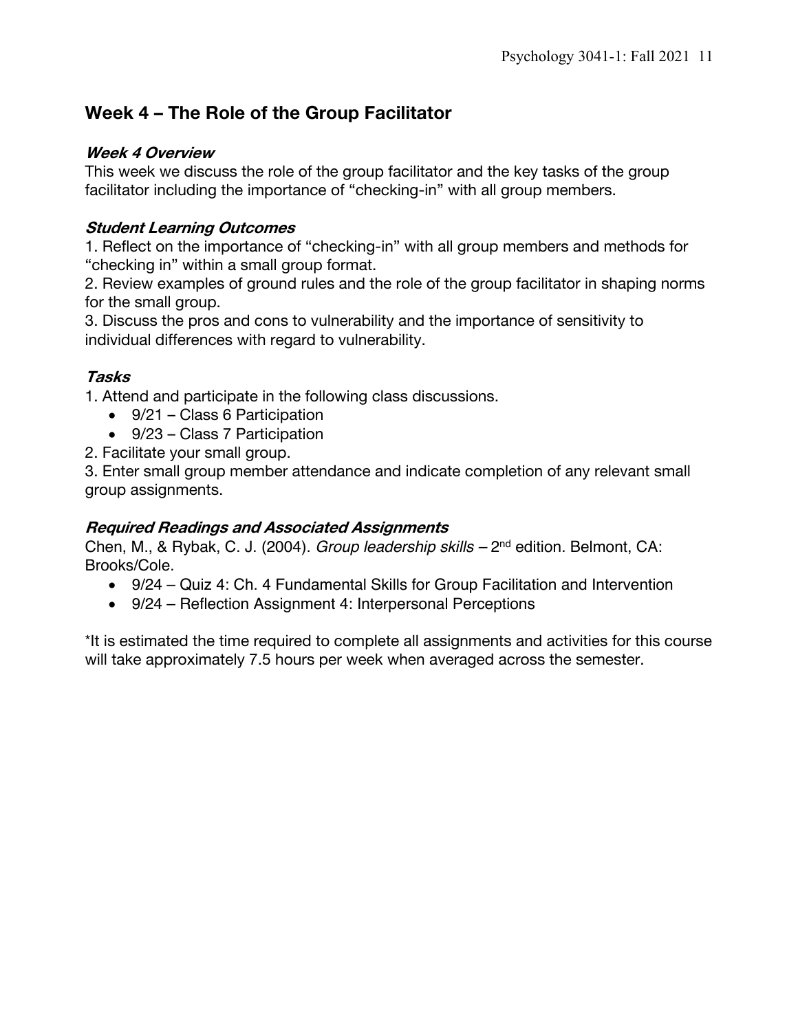## Week 4 – The Role of the Group Facilitator

### *Week 4 Overview*

This week we discuss the role of the group facilitator and the key tasks of the group facilitator including the importance of "checking-in" with all group members.

### *Student Learning Outcomes*

1. Reflect on the importance of "checking-in" with all group members and methods for "checking in" within a small group format.
2. Review examples of ground rules and the role of the group facilitator in shaping norms for the small group.
3. Discuss the pros and cons to vulnerability and the importance of sensitivity to individual differences with regard to vulnerability.

### *Tasks*

1. Attend and participate in the following class discussions.
   - 9/21 – Class 6 Participation
   - 9/23 – Class 7 Participation
2. Facilitate your small group.
3. Enter small group member attendance and indicate completion of any relevant small group assignments.

### *Required Readings and Associated Assignments*

Chen, M., & Rybak, C. J. (2004). *Group leadership skills* – 2nd edition. Belmont, CA: Brooks/Cole.

- 9/24 – Quiz 4: Ch. 4 Fundamental Skills for Group Facilitation and Intervention
- 9/24 – Reflection Assignment 4: Interpersonal Perceptions

*It is estimated the time required to complete all assignments and activities for this course will take approximately 7.5 hours per week when averaged across the semester.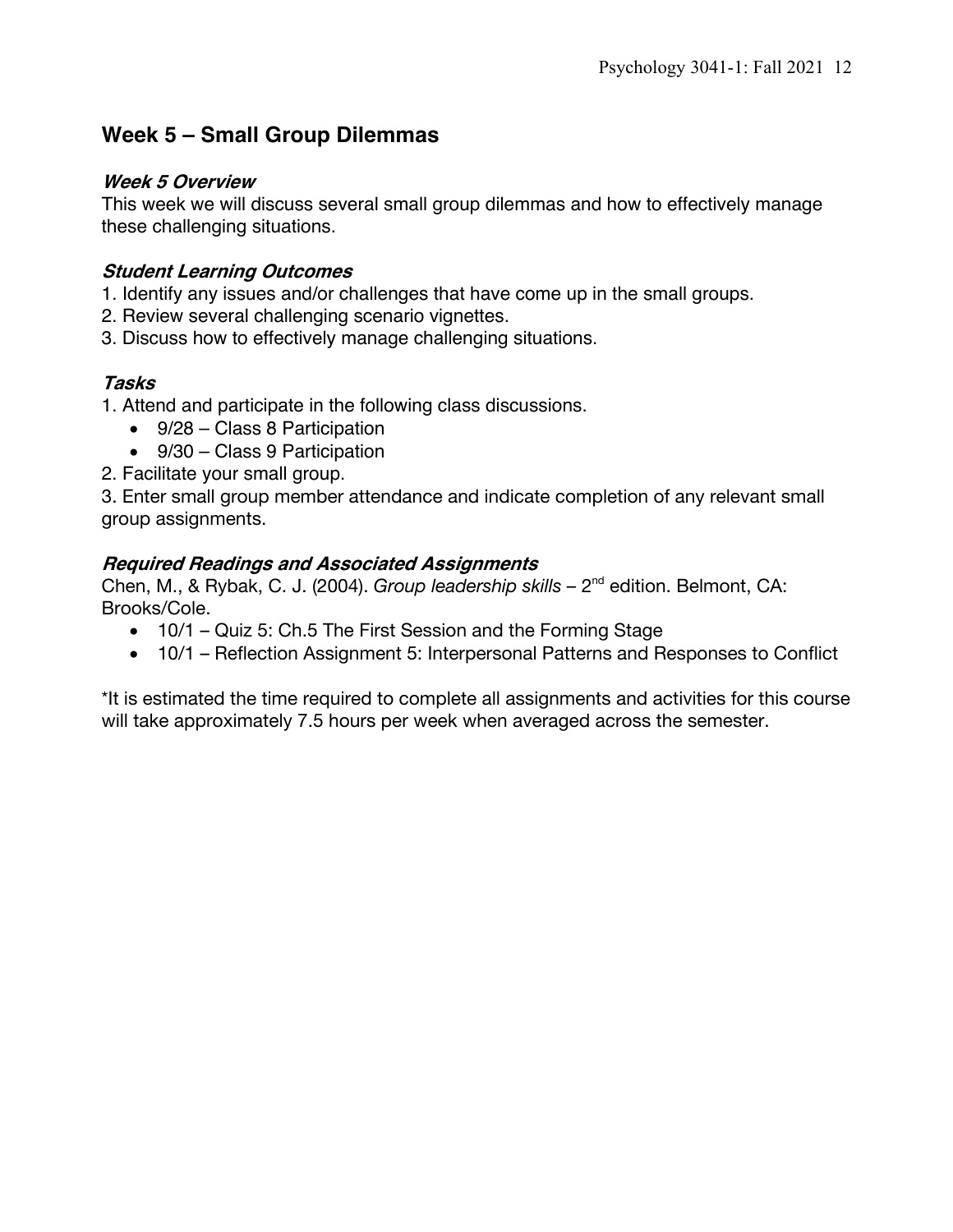## Week 5 – Small Group Dilemmas

### *Week 5 Overview*

This week we will discuss several small group dilemmas and how to effectively manage these challenging situations.

### *Student Learning Outcomes*

1. Identify any issues and/or challenges that have come up in the small groups.
2. Review several challenging scenario vignettes.
3. Discuss how to effectively manage challenging situations.

### *Tasks*

1. Attend and participate in the following class discussions.
   - 9/28 – Class 8 Participation
   - 9/30 – Class 9 Participation
2. Facilitate your small group.
3. Enter small group member attendance and indicate completion of any relevant small group assignments.

### *Required Readings and Associated Assignments*

Chen, M., & Rybak, C. J. (2004). *Group leadership skills* – 2nd edition. Belmont, CA: Brooks/Cole.

- 10/1 – Quiz 5: Ch.5 The First Session and the Forming Stage
- 10/1 – Reflection Assignment 5: Interpersonal Patterns and Responses to Conflict

*It is estimated the time required to complete all assignments and activities for this course will take approximately 7.5 hours per week when averaged across the semester.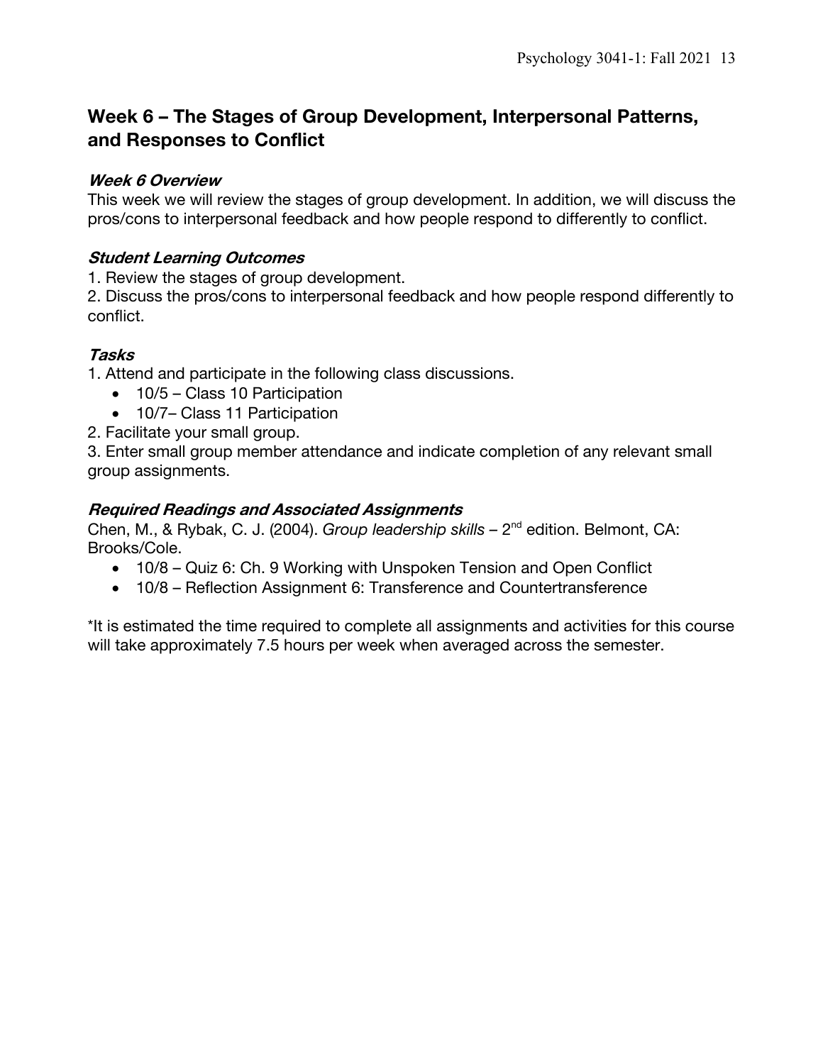## Week 6 – The Stages of Group Development, Interpersonal Patterns, and Responses to Conflict

### *Week 6 Overview*

This week we will review the stages of group development. In addition, we will discuss the pros/cons to interpersonal feedback and how people respond to differently to conflict.

### *Student Learning Outcomes*

1. Review the stages of group development.
2. Discuss the pros/cons to interpersonal feedback and how people respond differently to conflict.

### *Tasks*

1. Attend and participate in the following class discussions.
    - 10/5 – Class 10 Participation
    - 10/7– Class 11 Participation
2. Facilitate your small group.
3. Enter small group member attendance and indicate completion of any relevant small group assignments.

### *Required Readings and Associated Assignments*

Chen, M., & Rybak, C. J. (2004). *Group leadership skills* – 2nd edition. Belmont, CA: Brooks/Cole.

- 10/8 – Quiz 6: Ch. 9 Working with Unspoken Tension and Open Conflict
- 10/8 – Reflection Assignment 6: Transference and Countertransference

*It is estimated the time required to complete all assignments and activities for this course will take approximately 7.5 hours per week when averaged across the semester.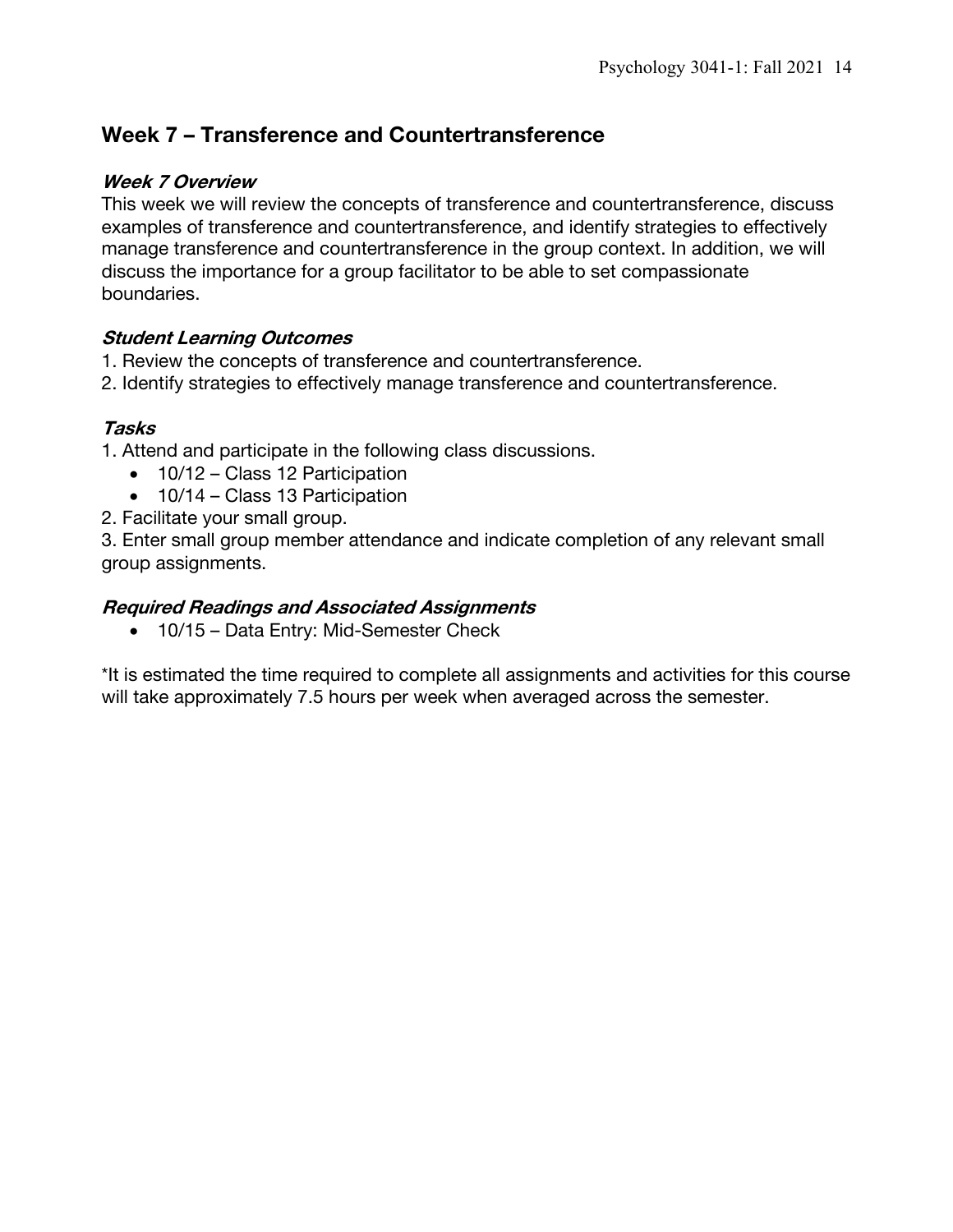## Week 7 – Transference and Countertransference

### *Week 7 Overview*

This week we will review the concepts of transference and countertransference, discuss examples of transference and countertransference, and identify strategies to effectively manage transference and countertransference in the group context. In addition, we will discuss the importance for a group facilitator to be able to set compassionate boundaries.

### *Student Learning Outcomes*

1. Review the concepts of transference and countertransference.
2. Identify strategies to effectively manage transference and countertransference.

### *Tasks*

1. Attend and participate in the following class discussions.
   - 10/12 – Class 12 Participation
   - 10/14 – Class 13 Participation
2. Facilitate your small group.
3. Enter small group member attendance and indicate completion of any relevant small group assignments.

### *Required Readings and Associated Assignments*

- 10/15 – Data Entry: Mid-Semester Check

*It is estimated the time required to complete all assignments and activities for this course will take approximately 7.5 hours per week when averaged across the semester.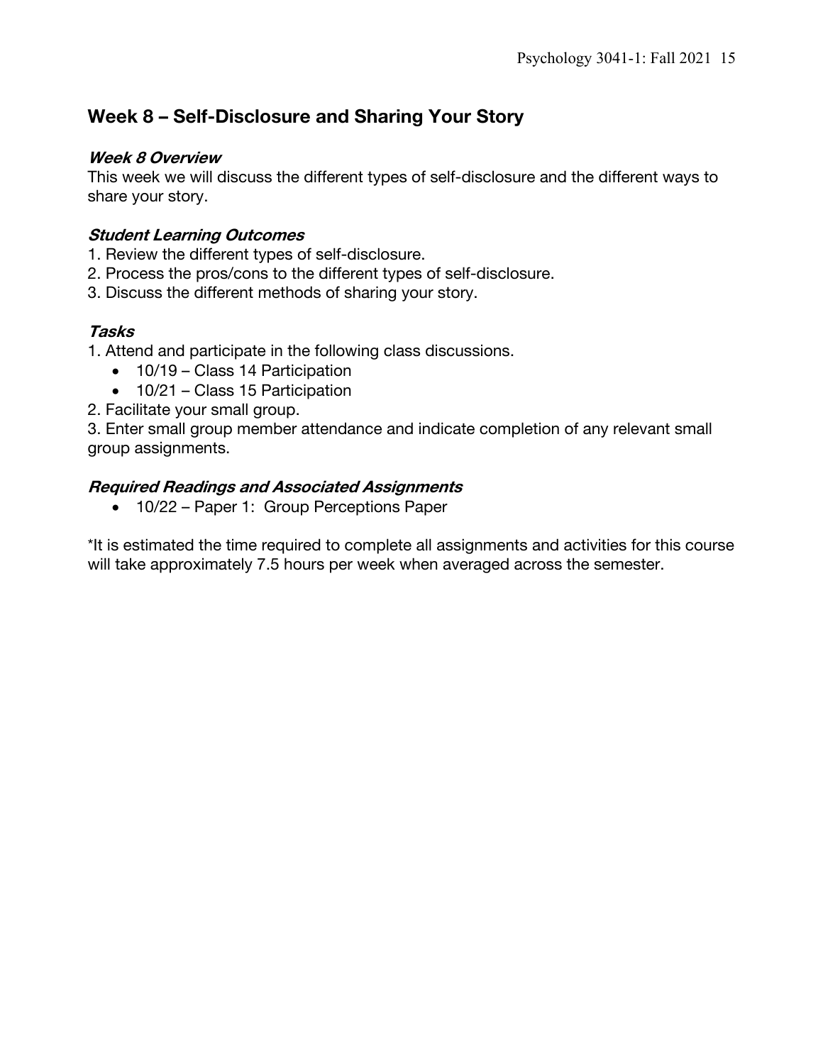## Week 8 – Self-Disclosure and Sharing Your Story

### *Week 8 Overview*

This week we will discuss the different types of self-disclosure and the different ways to share your story.

### *Student Learning Outcomes*

1. Review the different types of self-disclosure.
2. Process the pros/cons to the different types of self-disclosure.
3. Discuss the different methods of sharing your story.

### *Tasks*

1. Attend and participate in the following class discussions.
   - 10/19 – Class 14 Participation
   - 10/21 – Class 15 Participation
2. Facilitate your small group.
3. Enter small group member attendance and indicate completion of any relevant small group assignments.

### *Required Readings and Associated Assignments*

- 10/22 – Paper 1: Group Perceptions Paper

*It is estimated the time required to complete all assignments and activities for this course will take approximately 7.5 hours per week when averaged across the semester.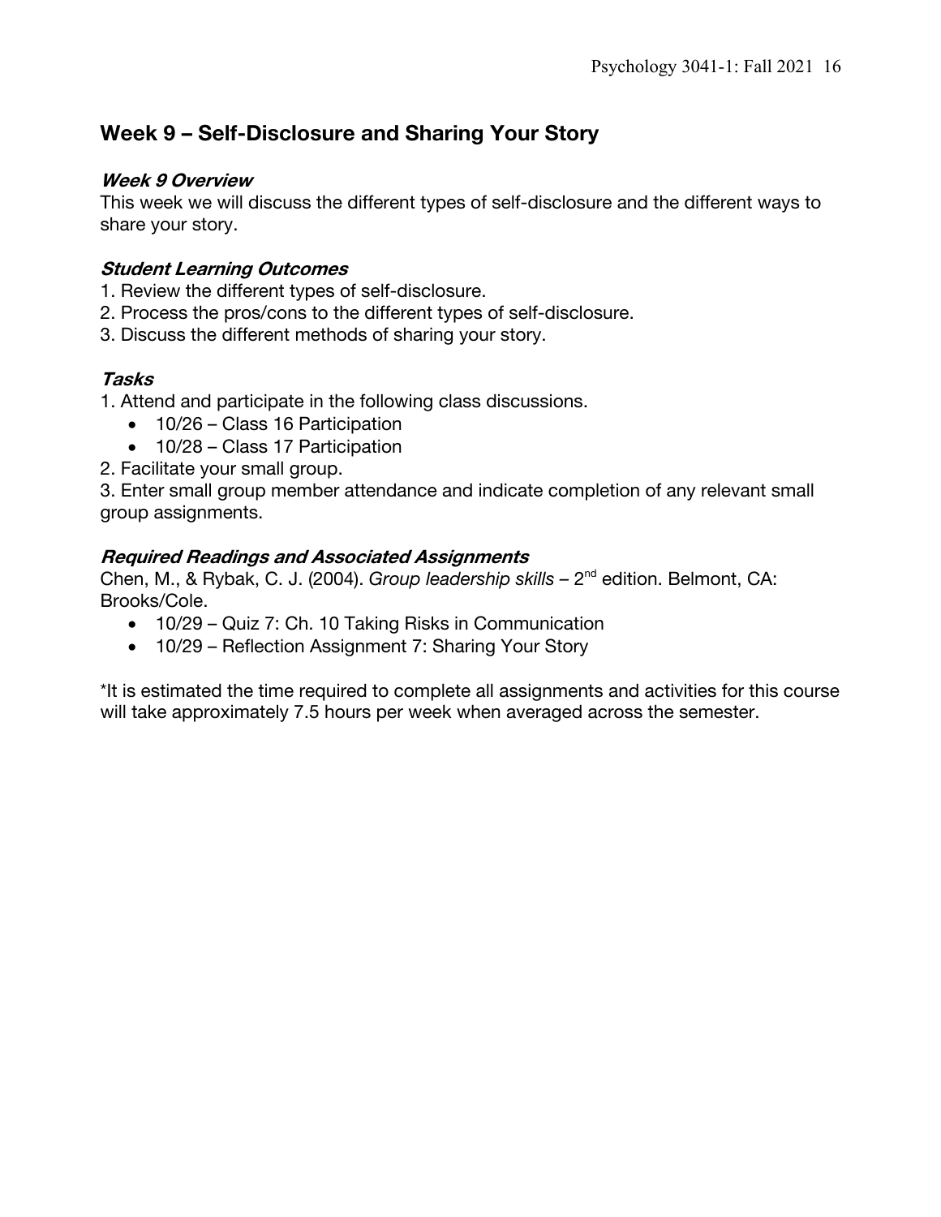## Week 9 – Self-Disclosure and Sharing Your Story

### *Week 9 Overview*

This week we will discuss the different types of self-disclosure and the different ways to share your story.

### *Student Learning Outcomes*

1. Review the different types of self-disclosure.
2. Process the pros/cons to the different types of self-disclosure.
3. Discuss the different methods of sharing your story.

### *Tasks*

1. Attend and participate in the following class discussions.
   - 10/26 – Class 16 Participation
   - 10/28 – Class 17 Participation
2. Facilitate your small group.
3. Enter small group member attendance and indicate completion of any relevant small group assignments.

### *Required Readings and Associated Assignments*

Chen, M., & Rybak, C. J. (2004). *Group leadership skills* – 2nd edition. Belmont, CA: Brooks/Cole.

- 10/29 – Quiz 7: Ch. 10 Taking Risks in Communication
- 10/29 – Reflection Assignment 7: Sharing Your Story

*It is estimated the time required to complete all assignments and activities for this course will take approximately 7.5 hours per week when averaged across the semester.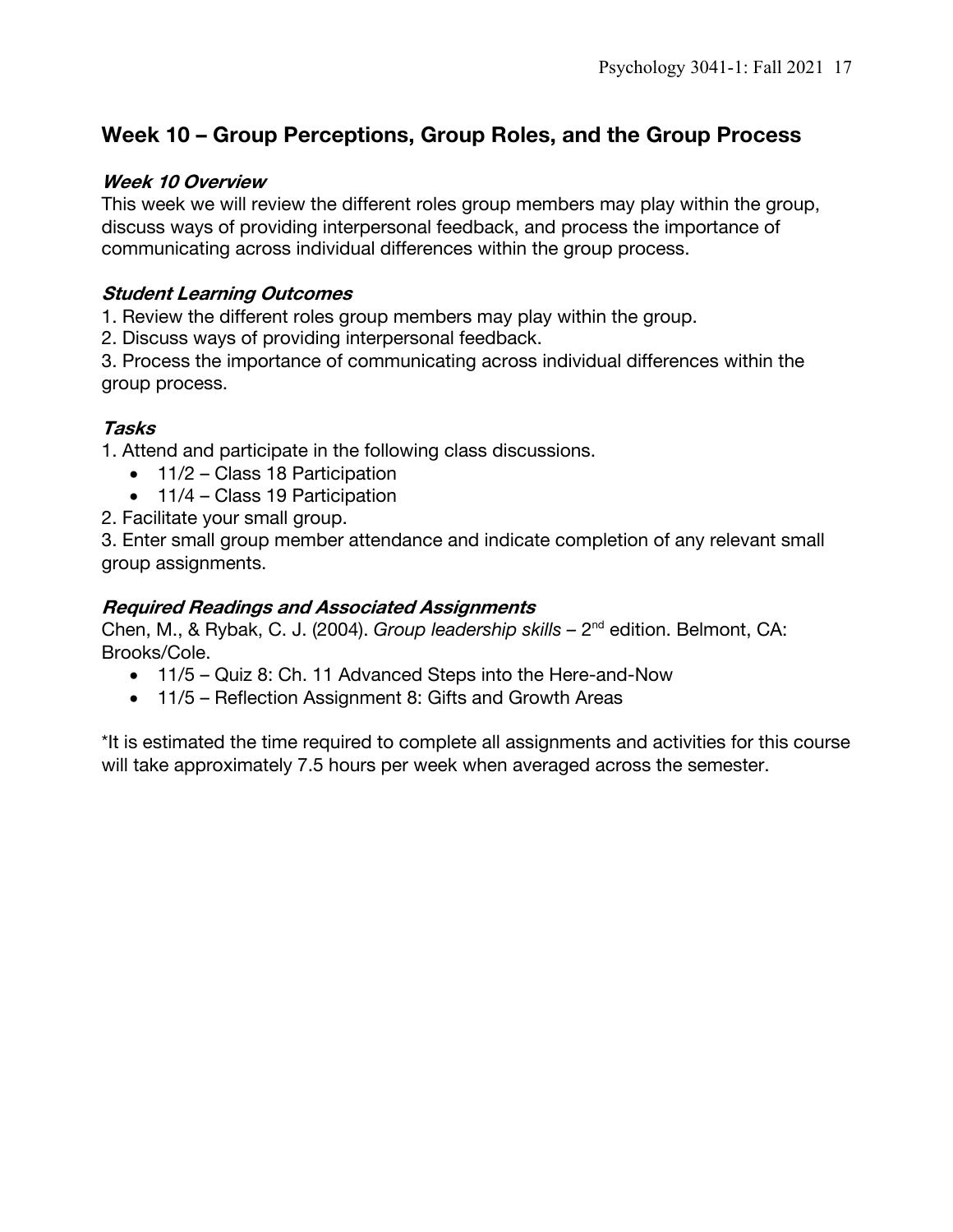## Week 10 – Group Perceptions, Group Roles, and the Group Process

### *Week 10 Overview*

This week we will review the different roles group members may play within the group, discuss ways of providing interpersonal feedback, and process the importance of communicating across individual differences within the group process.

### *Student Learning Outcomes*

1. Review the different roles group members may play within the group.
2. Discuss ways of providing interpersonal feedback.
3. Process the importance of communicating across individual differences within the group process.

### *Tasks*

1. Attend and participate in the following class discussions.
   - 11/2 – Class 18 Participation
   - 11/4 – Class 19 Participation
2. Facilitate your small group.
3. Enter small group member attendance and indicate completion of any relevant small group assignments.

### *Required Readings and Associated Assignments*

Chen, M., & Rybak, C. J. (2004). *Group leadership skills* – 2nd edition. Belmont, CA: Brooks/Cole.

- 11/5 – Quiz 8: Ch. 11 Advanced Steps into the Here-and-Now
- 11/5 – Reflection Assignment 8: Gifts and Growth Areas

*It is estimated the time required to complete all assignments and activities for this course will take approximately 7.5 hours per week when averaged across the semester.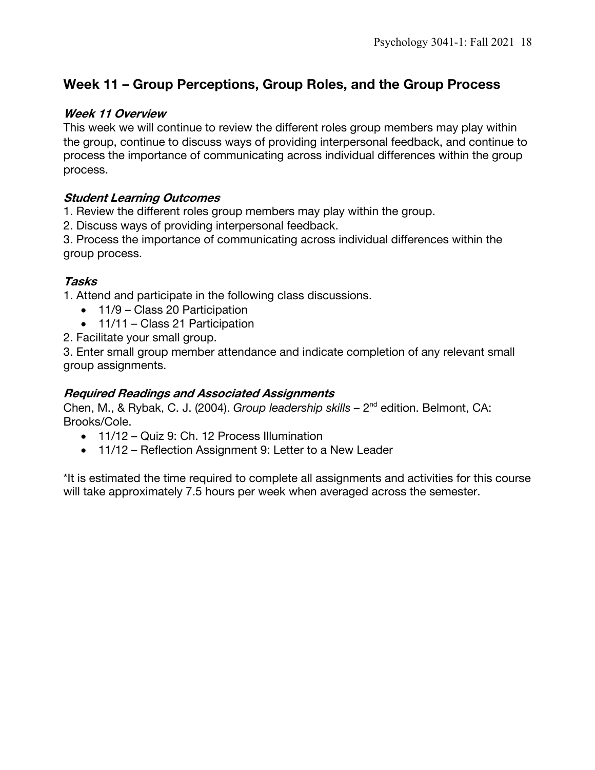## Week 11 – Group Perceptions, Group Roles, and the Group Process

### *Week 11 Overview*

This week we will continue to review the different roles group members may play within the group, continue to discuss ways of providing interpersonal feedback, and continue to process the importance of communicating across individual differences within the group process.

### *Student Learning Outcomes*

1. Review the different roles group members may play within the group.
2. Discuss ways of providing interpersonal feedback.
3. Process the importance of communicating across individual differences within the group process.

### *Tasks*

1. Attend and participate in the following class discussions.
   - 11/9 – Class 20 Participation
   - 11/11 – Class 21 Participation
2. Facilitate your small group.
3. Enter small group member attendance and indicate completion of any relevant small group assignments.

### *Required Readings and Associated Assignments*

Chen, M., & Rybak, C. J. (2004). *Group leadership skills* – 2nd edition. Belmont, CA: Brooks/Cole.

- 11/12 – Quiz 9: Ch. 12 Process Illumination
- 11/12 – Reflection Assignment 9: Letter to a New Leader

*It is estimated the time required to complete all assignments and activities for this course will take approximately 7.5 hours per week when averaged across the semester.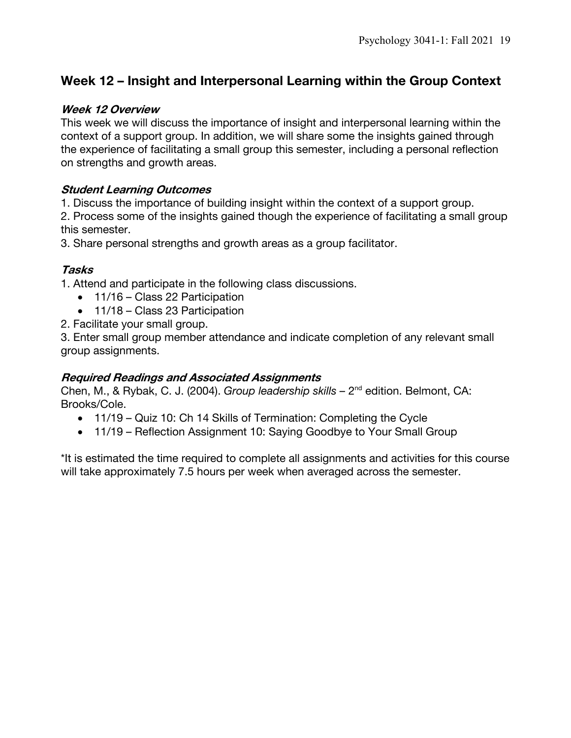## Week 12 – Insight and Interpersonal Learning within the Group Context

### *Week 12 Overview*

This week we will discuss the importance of insight and interpersonal learning within the context of a support group. In addition, we will share some the insights gained through the experience of facilitating a small group this semester, including a personal reflection on strengths and growth areas.

### *Student Learning Outcomes*

1. Discuss the importance of building insight within the context of a support group.
2. Process some of the insights gained though the experience of facilitating a small group this semester.
3. Share personal strengths and growth areas as a group facilitator.

### *Tasks*

1. Attend and participate in the following class discussions.
    - 11/16 – Class 22 Participation
    - 11/18 – Class 23 Participation
2. Facilitate your small group.
3. Enter small group member attendance and indicate completion of any relevant small group assignments.

### *Required Readings and Associated Assignments*

Chen, M., & Rybak, C. J. (2004). *Group leadership skills* – 2nd edition. Belmont, CA: Brooks/Cole.

- 11/19 – Quiz 10: Ch 14 Skills of Termination: Completing the Cycle
- 11/19 – Reflection Assignment 10: Saying Goodbye to Your Small Group

*It is estimated the time required to complete all assignments and activities for this course will take approximately 7.5 hours per week when averaged across the semester.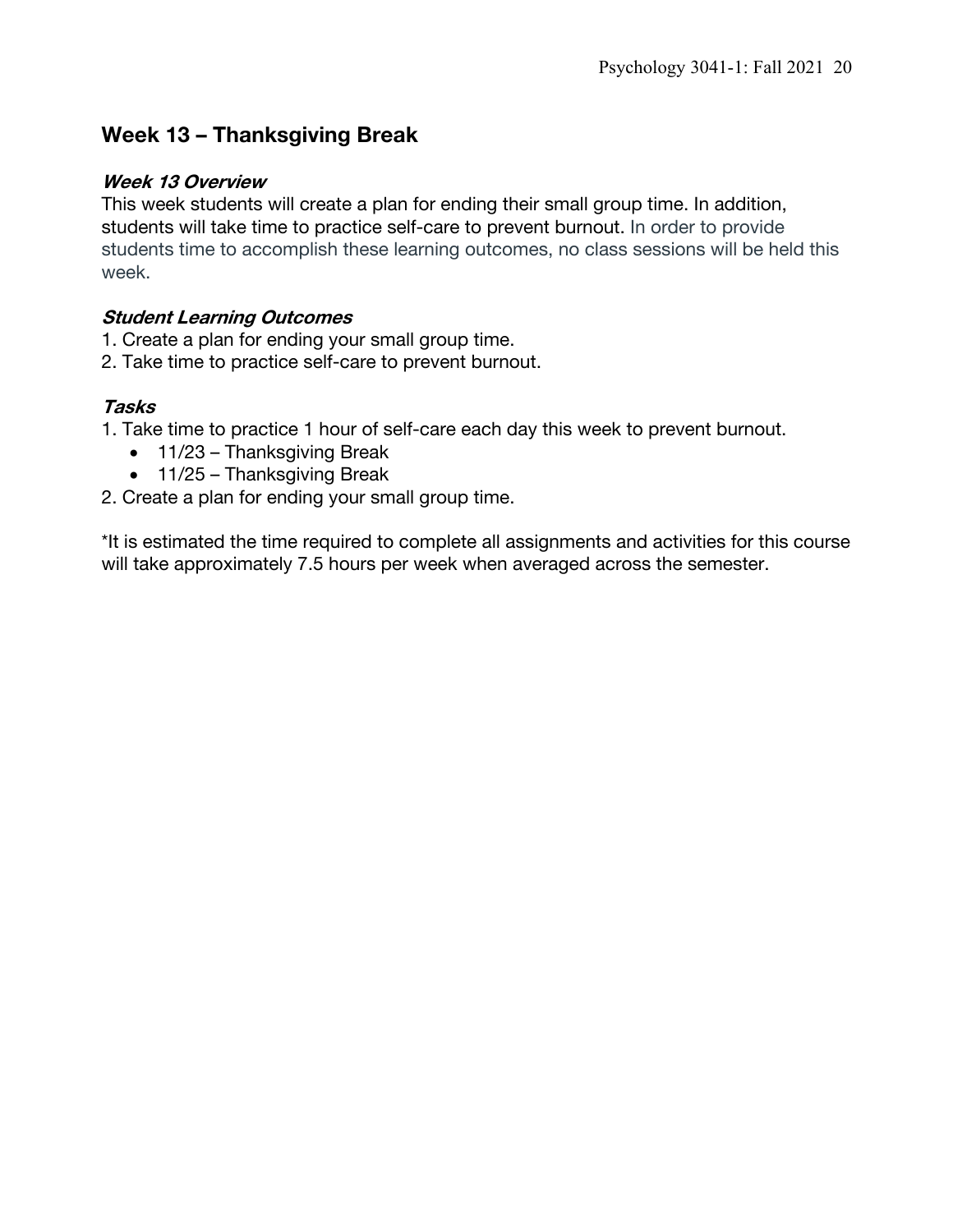## Week 13 – Thanksgiving Break

### *Week 13 Overview*

This week students will create a plan for ending their small group time. In addition, students will take time to practice self-care to prevent burnout. In order to provide students time to accomplish these learning outcomes, no class sessions will be held this week.

### *Student Learning Outcomes*

1. Create a plan for ending your small group time.
2. Take time to practice self-care to prevent burnout.

### *Tasks*

1. Take time to practice 1 hour of self-care each day this week to prevent burnout.
    - 11/23 – Thanksgiving Break
    - 11/25 – Thanksgiving Break
2. Create a plan for ending your small group time.

*It is estimated the time required to complete all assignments and activities for this course will take approximately 7.5 hours per week when averaged across the semester.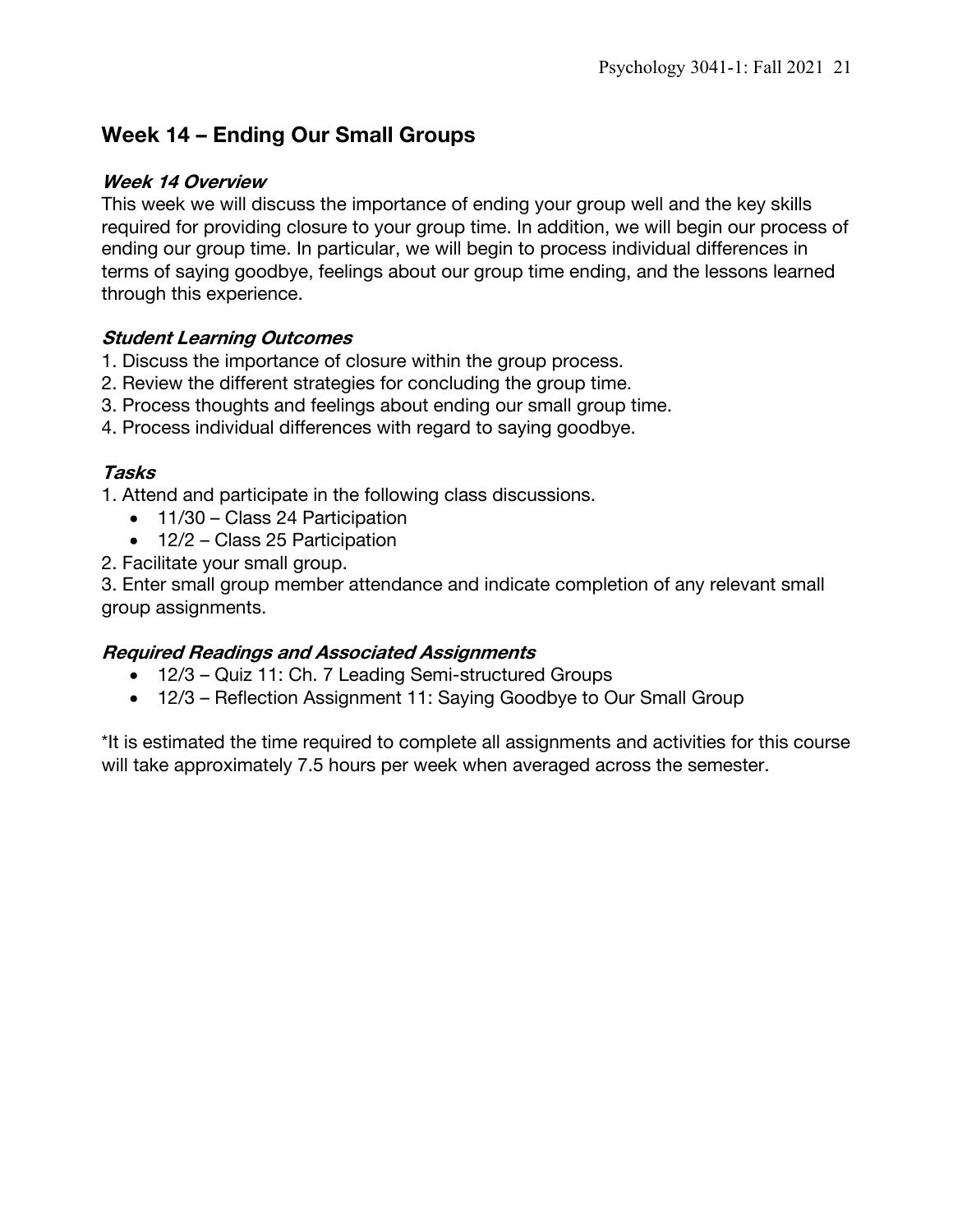## Week 14 – Ending Our Small Groups

### *Week 14 Overview*

This week we will discuss the importance of ending your group well and the key skills required for providing closure to your group time. In addition, we will begin our process of ending our group time. In particular, we will begin to process individual differences in terms of saying goodbye, feelings about our group time ending, and the lessons learned through this experience.

### *Student Learning Outcomes*

1. Discuss the importance of closure within the group process.
2. Review the different strategies for concluding the group time.
3. Process thoughts and feelings about ending our small group time.
4. Process individual differences with regard to saying goodbye.

### *Tasks*

1. Attend and participate in the following class discussions.
   - 11/30 – Class 24 Participation
   - 12/2 – Class 25 Participation
2. Facilitate your small group.
3. Enter small group member attendance and indicate completion of any relevant small group assignments.

### *Required Readings and Associated Assignments*

- 12/3 – Quiz 11: Ch. 7 Leading Semi-structured Groups
- 12/3 – Reflection Assignment 11: Saying Goodbye to Our Small Group

*It is estimated the time required to complete all assignments and activities for this course will take approximately 7.5 hours per week when averaged across the semester.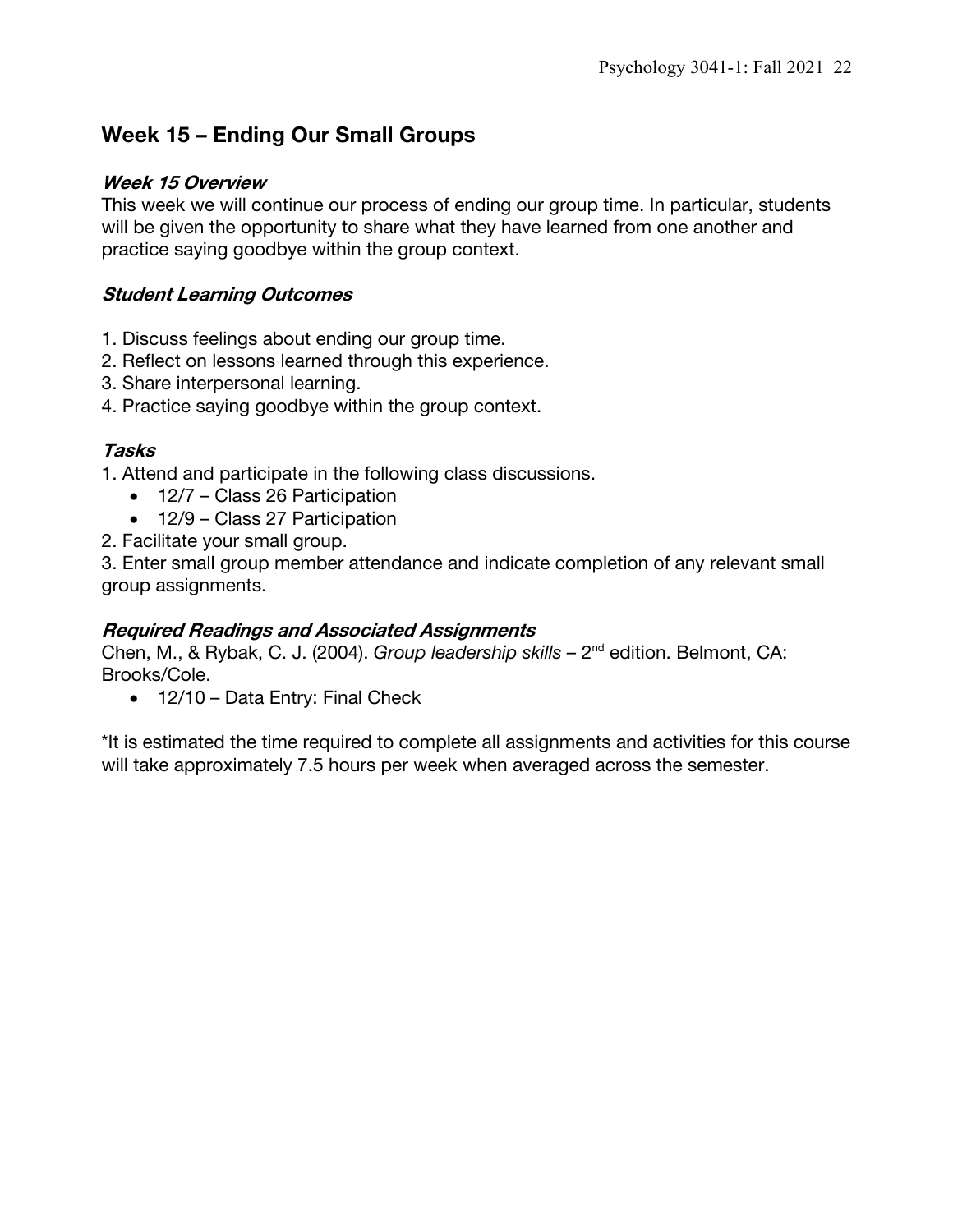## Week 15 – Ending Our Small Groups

### *Week 15 Overview*

This week we will continue our process of ending our group time. In particular, students will be given the opportunity to share what they have learned from one another and practice saying goodbye within the group context.

### *Student Learning Outcomes*

1. Discuss feelings about ending our group time.
2. Reflect on lessons learned through this experience.
3. Share interpersonal learning.
4. Practice saying goodbye within the group context.

### *Tasks*

1. Attend and participate in the following class discussions.
    - 12/7 – Class 26 Participation
    - 12/9 – Class 27 Participation
2. Facilitate your small group.
3. Enter small group member attendance and indicate completion of any relevant small group assignments.

### *Required Readings and Associated Assignments*

Chen, M., & Rybak, C. J. (2004). *Group leadership skills* – 2nd edition. Belmont, CA: Brooks/Cole.

- 12/10 – Data Entry: Final Check

*It is estimated the time required to complete all assignments and activities for this course will take approximately 7.5 hours per week when averaged across the semester.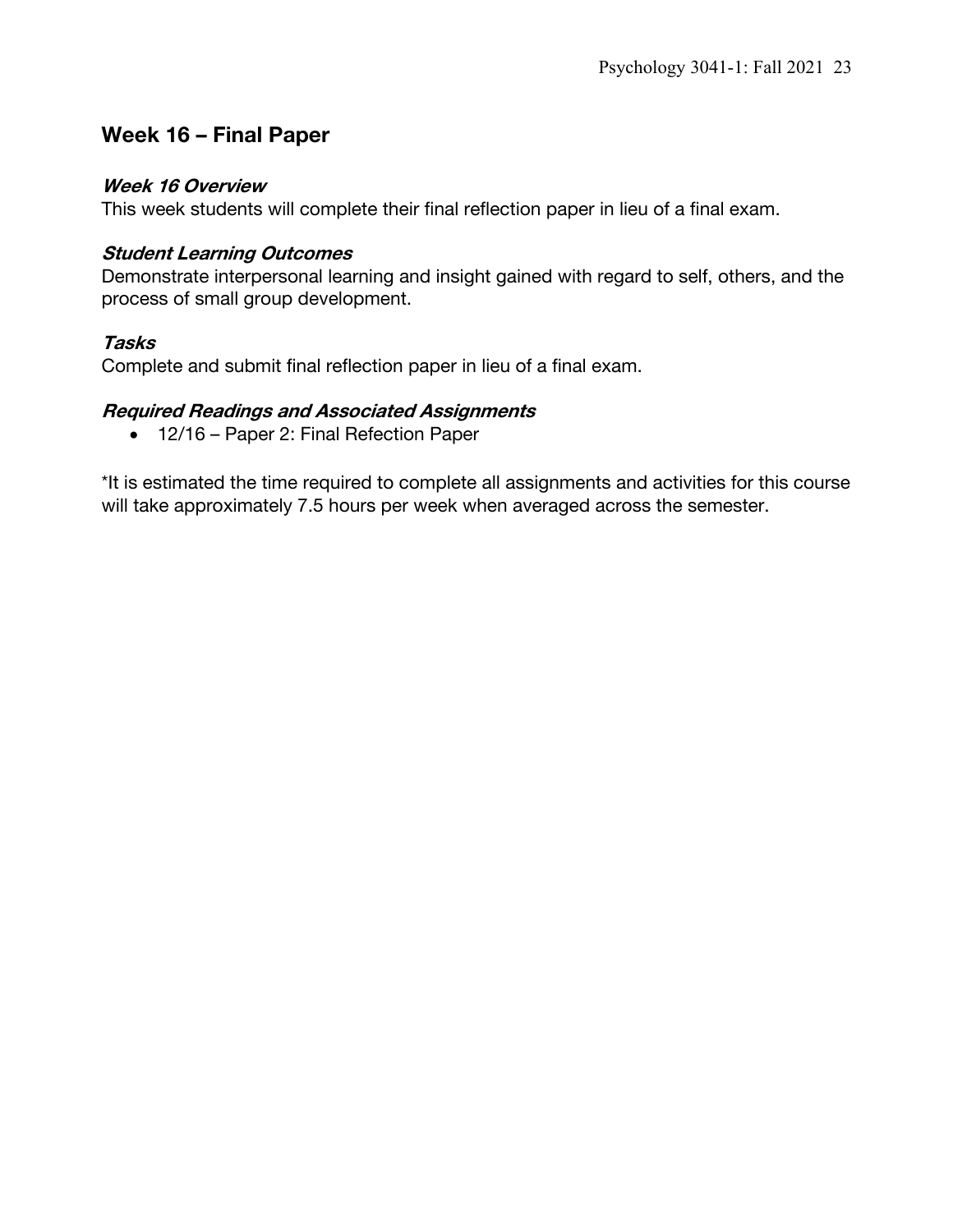## Week 16 – Final Paper

### *Week 16 Overview*

This week students will complete their final reflection paper in lieu of a final exam.

### *Student Learning Outcomes*

Demonstrate interpersonal learning and insight gained with regard to self, others, and the process of small group development.

### *Tasks*

Complete and submit final reflection paper in lieu of a final exam.

### *Required Readings and Associated Assignments*

- 12/16 – Paper 2: Final Refection Paper

*It is estimated the time required to complete all assignments and activities for this course will take approximately 7.5 hours per week when averaged across the semester.